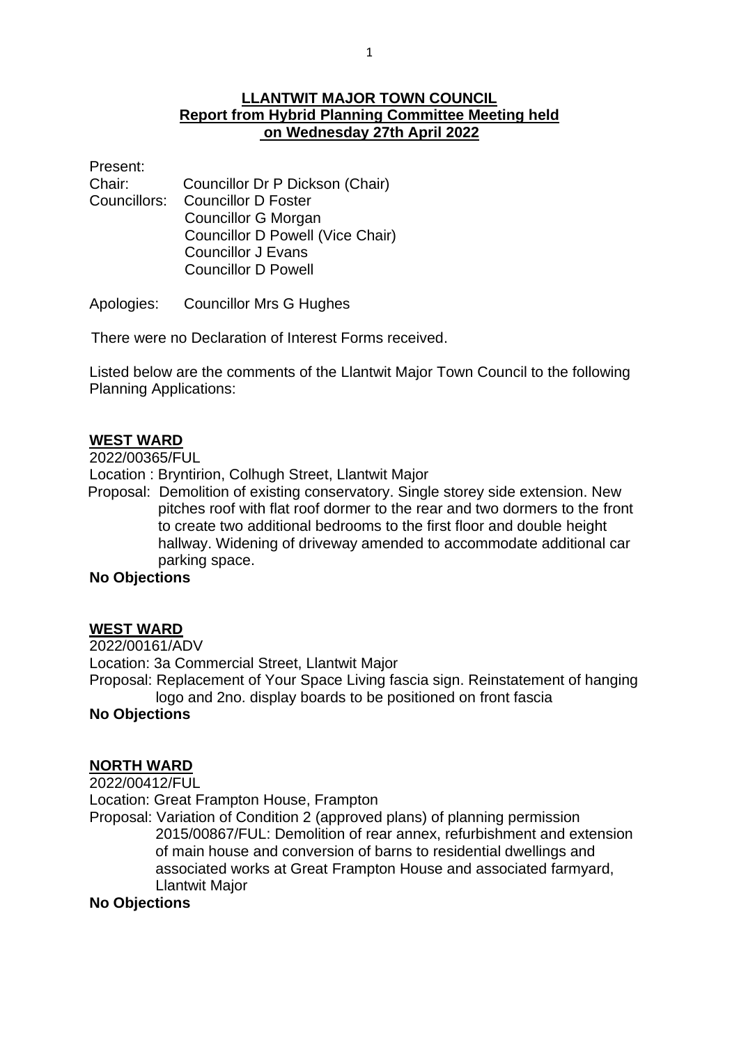# LLANTWIT MAJOR TOWN COUNCIL
## Report from Hybrid Planning Committee Meeting held on Wednesday 27th April 2022

Present:

Chair: Councillor Dr P Dickson (Chair)

Councillors: Councillor D Foster
Councillor G Morgan
Councillor D Powell (Vice Chair)
Councillor J Evans
Councillor D Powell

Apologies: Councillor Mrs G Hughes

There were no Declaration of Interest Forms received.

Listed below are the comments of the Llantwit Major Town Council to the following Planning Applications:

### WEST WARD

2022/00365/FUL

Location : Bryntirion, Colhugh Street, Llantwit Major

Proposal: Demolition of existing conservatory. Single storey side extension. New pitches roof with flat roof dormer to the rear and two dormers to the front to create two additional bedrooms to the first floor and double height hallway. Widening of driveway amended to accommodate additional car parking space.

**No Objections**

### WEST WARD

2022/00161/ADV

Location: 3a Commercial Street, Llantwit Major

Proposal: Replacement of Your Space Living fascia sign. Reinstatement of hanging logo and 2no. display boards to be positioned on front fascia

**No Objections**

### NORTH WARD

2022/00412/FUL

Location: Great Frampton House, Frampton

Proposal: Variation of Condition 2 (approved plans) of planning permission 2015/00867/FUL: Demolition of rear annex, refurbishment and extension of main house and conversion of barns to residential dwellings and associated works at Great Frampton House and associated farmyard, Llantwit Major

**No Objections**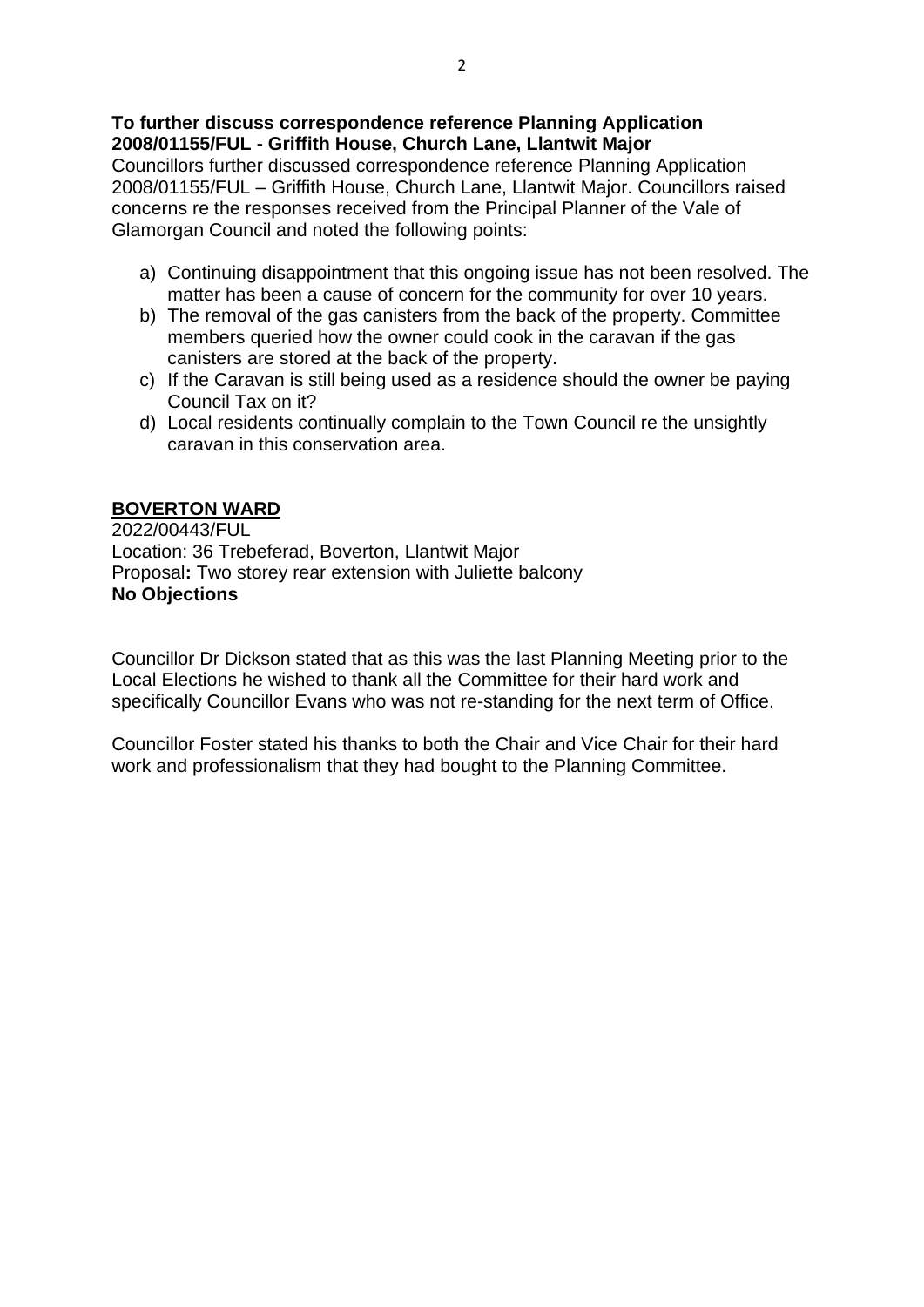**To further discuss correspondence reference Planning Application 2008/01155/FUL - Griffith House, Church Lane, Llantwit Major**

Councillors further discussed correspondence reference Planning Application 2008/01155/FUL – Griffith House, Church Lane, Llantwit Major. Councillors raised concerns re the responses received from the Principal Planner of the Vale of Glamorgan Council and noted the following points:

a) Continuing disappointment that this ongoing issue has not been resolved. The matter has been a cause of concern for the community for over 10 years.
b) The removal of the gas canisters from the back of the property. Committee members queried how the owner could cook in the caravan if the gas canisters are stored at the back of the property.
c) If the Caravan is still being used as a residence should the owner be paying Council Tax on it?
d) Local residents continually complain to the Town Council re the unsightly caravan in this conservation area.

**BOVERTON WARD**

2022/00443/FUL
Location: 36 Trebeferad, Boverton, Llantwit Major
Proposal**:** Two storey rear extension with Juliette balcony
**No Objections**

Councillor Dr Dickson stated that as this was the last Planning Meeting prior to the Local Elections he wished to thank all the Committee for their hard work and specifically Councillor Evans who was not re-standing for the next term of Office.

Councillor Foster stated his thanks to both the Chair and Vice Chair for their hard work and professionalism that they had bought to the Planning Committee.